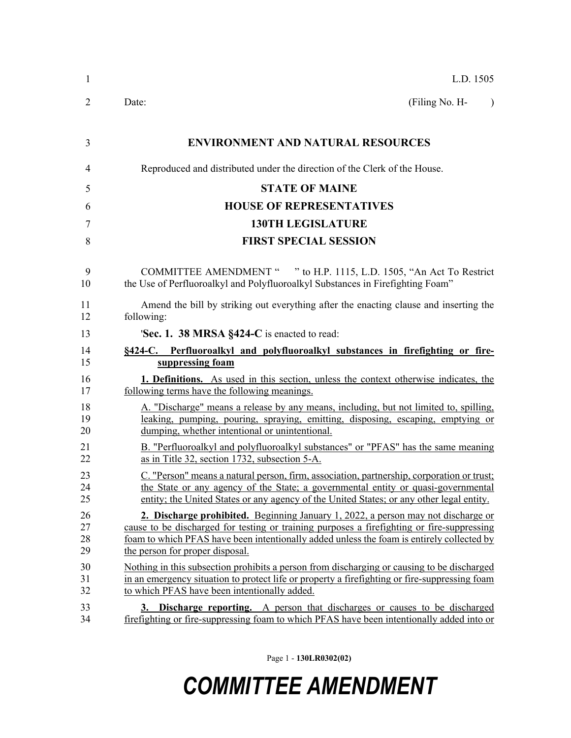L.D. 1505

Date: (Filing No. H- )

**ENVIRONMENT AND NATURAL RESOURCES**

Reproduced and distributed under the direction of the Clerk of the House.

**STATE OF MAINE**

**HOUSE OF REPRESENTATIVES**

**130TH LEGISLATURE**

**FIRST SPECIAL SESSION**

COMMITTEE AMENDMENT " " to H.P. 1115, L.D. 1505, "An Act To Restrict the Use of Perfluoroalkyl and Polyfluoroalkyl Substances in Firefighting Foam"

Amend the bill by striking out everything after the enacting clause and inserting the following:

'**Sec. 1. 38 MRSA §424-C** is enacted to read:

**§424-C. Perfluoroalkyl and polyfluoroalkyl substances in firefighting or fire-suppressing foam**

**1. Definitions.** As used in this section, unless the context otherwise indicates, the following terms have the following meanings.

A. "Discharge" means a release by any means, including, but not limited to, spilling, leaking, pumping, pouring, spraying, emitting, disposing, escaping, emptying or dumping, whether intentional or unintentional.

B. "Perfluoroalkyl and polyfluoroalkyl substances" or "PFAS" has the same meaning as in Title 32, section 1732, subsection 5-A.

C. "Person" means a natural person, firm, association, partnership, corporation or trust; the State or any agency of the State; a governmental entity or quasi-governmental entity; the United States or any agency of the United States; or any other legal entity.

**2. Discharge prohibited.** Beginning January 1, 2022, a person may not discharge or cause to be discharged for testing or training purposes a firefighting or fire-suppressing foam to which PFAS have been intentionally added unless the foam is entirely collected by the person for proper disposal.

Nothing in this subsection prohibits a person from discharging or causing to be discharged in an emergency situation to protect life or property a firefighting or fire-suppressing foam to which PFAS have been intentionally added.

**3. Discharge reporting.** A person that discharges or causes to be discharged firefighting or fire-suppressing foam to which PFAS have been intentionally added into or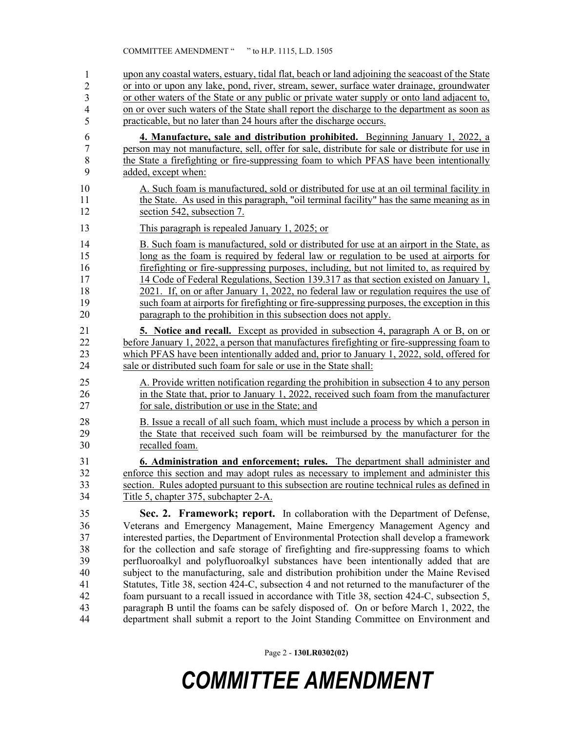upon any coastal waters, estuary, tidal flat, beach or land adjoining the seacoast of the State or into or upon any lake, pond, river, stream, sewer, surface water drainage, groundwater or other waters of the State or any public or private water supply or onto land adjacent to, on or over such waters of the State shall report the discharge to the department as soon as practicable, but no later than 24 hours after the discharge occurs.

**4. Manufacture, sale and distribution prohibited.** Beginning January 1, 2022, a person may not manufacture, sell, offer for sale, distribute for sale or distribute for use in the State a firefighting or fire-suppressing foam to which PFAS have been intentionally added, except when:

A. Such foam is manufactured, sold or distributed for use at an oil terminal facility in the State. As used in this paragraph, "oil terminal facility" has the same meaning as in section 542, subsection 7.

This paragraph is repealed January 1, 2025; or

B. Such foam is manufactured, sold or distributed for use at an airport in the State, as long as the foam is required by federal law or regulation to be used at airports for firefighting or fire-suppressing purposes, including, but not limited to, as required by 14 Code of Federal Regulations, Section 139.317 as that section existed on January 1, 2021. If, on or after January 1, 2022, no federal law or regulation requires the use of such foam at airports for firefighting or fire-suppressing purposes, the exception in this paragraph to the prohibition in this subsection does not apply.

**5. Notice and recall.** Except as provided in subsection 4, paragraph A or B, on or before January 1, 2022, a person that manufactures firefighting or fire-suppressing foam to which PFAS have been intentionally added and, prior to January 1, 2022, sold, offered for sale or distributed such foam for sale or use in the State shall:

A. Provide written notification regarding the prohibition in subsection 4 to any person in the State that, prior to January 1, 2022, received such foam from the manufacturer for sale, distribution or use in the State; and

B. Issue a recall of all such foam, which must include a process by which a person in the State that received such foam will be reimbursed by the manufacturer for the recalled foam.

**6. Administration and enforcement; rules.** The department shall administer and enforce this section and may adopt rules as necessary to implement and administer this section. Rules adopted pursuant to this subsection are routine technical rules as defined in Title 5, chapter 375, subchapter 2-A.

**Sec. 2. Framework; report.** In collaboration with the Department of Defense, Veterans and Emergency Management, Maine Emergency Management Agency and interested parties, the Department of Environmental Protection shall develop a framework for the collection and safe storage of firefighting and fire-suppressing foams to which perfluoroalkyl and polyfluoroalkyl substances have been intentionally added that are subject to the manufacturing, sale and distribution prohibition under the Maine Revised Statutes, Title 38, section 424-C, subsection 4 and not returned to the manufacturer of the foam pursuant to a recall issued in accordance with Title 38, section 424-C, subsection 5, paragraph B until the foams can be safely disposed of. On or before March 1, 2022, the department shall submit a report to the Joint Standing Committee on Environment and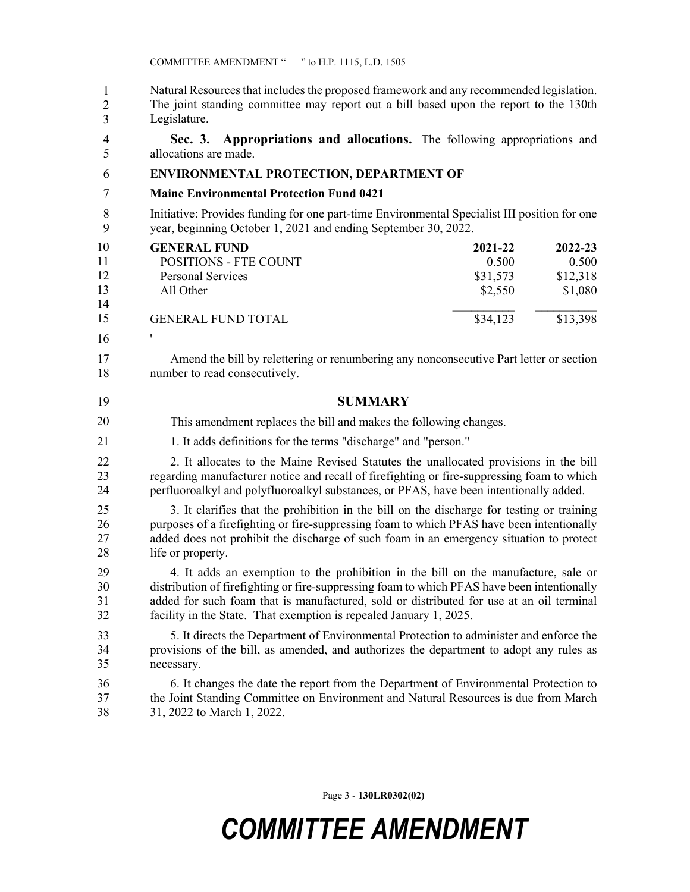Natural Resources that includes the proposed framework and any recommended legislation. The joint standing committee may report out a bill based upon the report to the 130th Legislature.

**Sec. 3. Appropriations and allocations.** The following appropriations and allocations are made.

**ENVIRONMENTAL PROTECTION, DEPARTMENT OF**

**Maine Environmental Protection Fund 0421**

Initiative: Provides funding for one part-time Environmental Specialist III position for one year, beginning October 1, 2021 and ending September 30, 2022.

| **GENERAL FUND** | **2021-22** | **2022-23** |
|---|---|---|
| POSITIONS - FTE COUNT | 0.500 | 0.500 |
| Personal Services | $31,573 | $12,318 |
| All Other | $2,550 | $1,080 |
| GENERAL FUND TOTAL | $34,123 | $13,398 |

'

Amend the bill by relettering or renumbering any nonconsecutive Part letter or section number to read consecutively.

## SUMMARY

This amendment replaces the bill and makes the following changes.

1. It adds definitions for the terms "discharge" and "person."

2. It allocates to the Maine Revised Statutes the unallocated provisions in the bill regarding manufacturer notice and recall of firefighting or fire-suppressing foam to which perfluoroalkyl and polyfluoroalkyl substances, or PFAS, have been intentionally added.

3. It clarifies that the prohibition in the bill on the discharge for testing or training purposes of a firefighting or fire-suppressing foam to which PFAS have been intentionally added does not prohibit the discharge of such foam in an emergency situation to protect life or property.

4. It adds an exemption to the prohibition in the bill on the manufacture, sale or distribution of firefighting or fire-suppressing foam to which PFAS have been intentionally added for such foam that is manufactured, sold or distributed for use at an oil terminal facility in the State. That exemption is repealed January 1, 2025.

5. It directs the Department of Environmental Protection to administer and enforce the provisions of the bill, as amended, and authorizes the department to adopt any rules as necessary.

6. It changes the date the report from the Department of Environmental Protection to the Joint Standing Committee on Environment and Natural Resources is due from March 31, 2022 to March 1, 2022.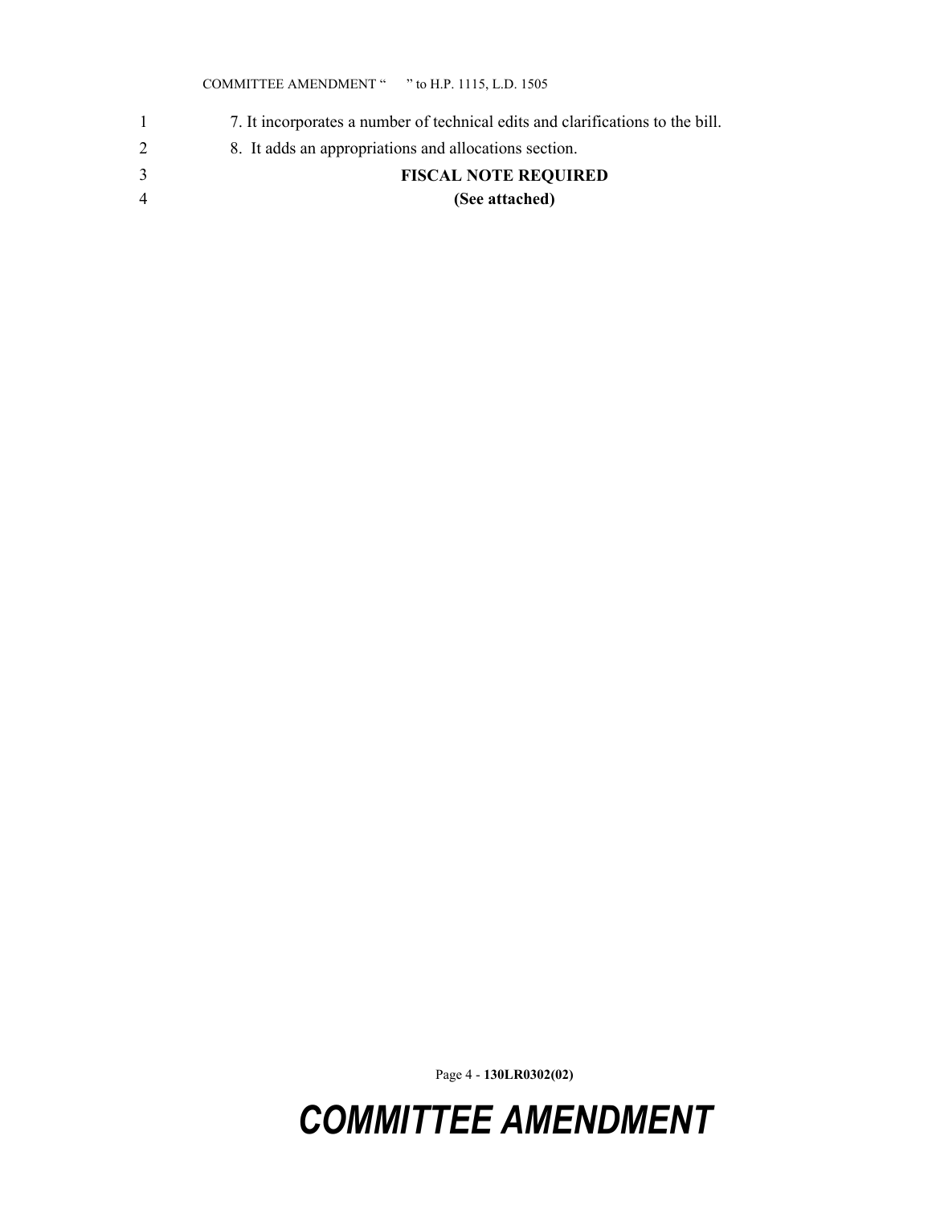7. It incorporates a number of technical edits and clarifications to the bill.

8. It adds an appropriations and allocations section.

**FISCAL NOTE REQUIRED**

**(See attached)**